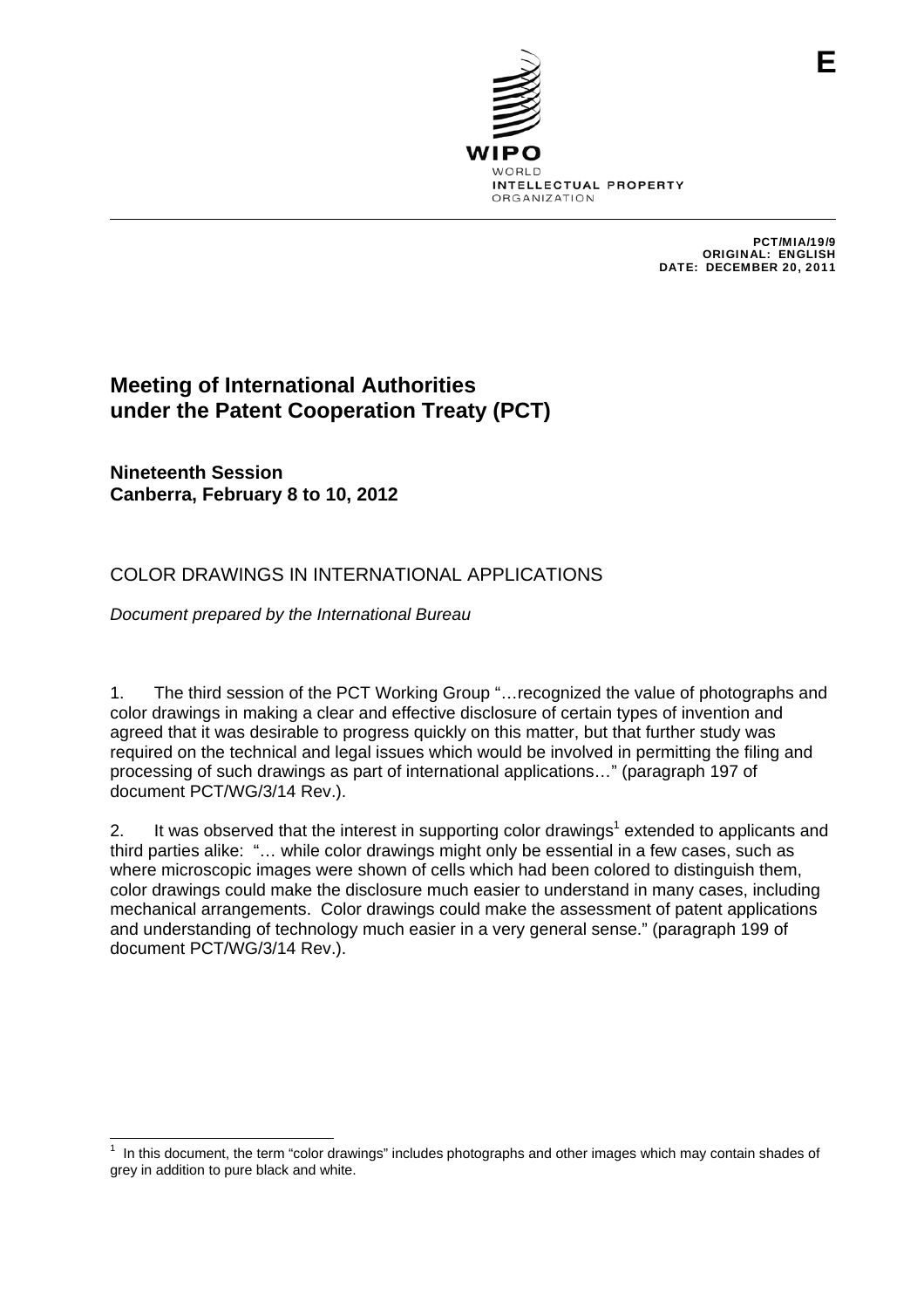E

WIPO
WORLD
INTELLECTUAL PROPERTY
ORGANIZATION

PCT/MIA/19/9
ORIGINAL: ENGLISH
DATE: DECEMBER 20, 2011

# Meeting of International Authorities under the Patent Cooperation Treaty (PCT)

**Nineteenth Session**
**Canberra, February 8 to 10, 2012**

## COLOR DRAWINGS IN INTERNATIONAL APPLICATIONS

*Document prepared by the International Bureau*

1. The third session of the PCT Working Group "…recognized the value of photographs and color drawings in making a clear and effective disclosure of certain types of invention and agreed that it was desirable to progress quickly on this matter, but that further study was required on the technical and legal issues which would be involved in permitting the filing and processing of such drawings as part of international applications…" (paragraph 197 of document PCT/WG/3/14 Rev.).

2. It was observed that the interest in supporting color drawings[1] extended to applicants and third parties alike: "… while color drawings might only be essential in a few cases, such as where microscopic images were shown of cells which had been colored to distinguish them, color drawings could make the disclosure much easier to understand in many cases, including mechanical arrangements. Color drawings could make the assessment of patent applications and understanding of technology much easier in a very general sense." (paragraph 199 of document PCT/WG/3/14 Rev.).

[1] In this document, the term "color drawings" includes photographs and other images which may contain shades of grey in addition to pure black and white.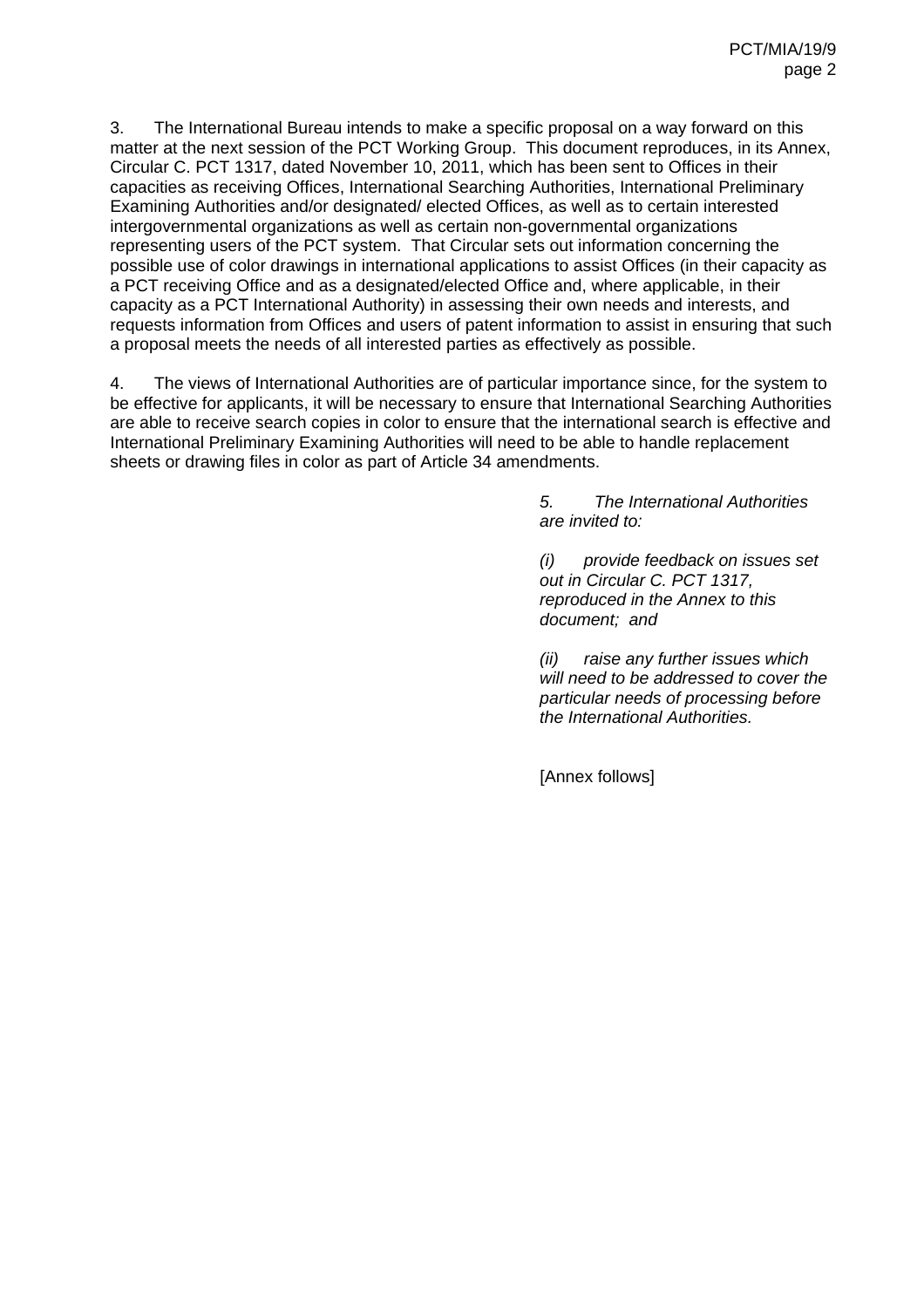3. The International Bureau intends to make a specific proposal on a way forward on this matter at the next session of the PCT Working Group. This document reproduces, in its Annex, Circular C. PCT 1317, dated November 10, 2011, which has been sent to Offices in their capacities as receiving Offices, International Searching Authorities, International Preliminary Examining Authorities and/or designated/ elected Offices, as well as to certain interested intergovernmental organizations as well as certain non-governmental organizations representing users of the PCT system. That Circular sets out information concerning the possible use of color drawings in international applications to assist Offices (in their capacity as a PCT receiving Office and as a designated/elected Office and, where applicable, in their capacity as a PCT International Authority) in assessing their own needs and interests, and requests information from Offices and users of patent information to assist in ensuring that such a proposal meets the needs of all interested parties as effectively as possible.

4. The views of International Authorities are of particular importance since, for the system to be effective for applicants, it will be necessary to ensure that International Searching Authorities are able to receive search copies in color to ensure that the international search is effective and International Preliminary Examining Authorities will need to be able to handle replacement sheets or drawing files in color as part of Article 34 amendments.

*5. The International Authorities are invited to:*

*(i) provide feedback on issues set out in Circular C. PCT 1317, reproduced in the Annex to this document; and*

*(ii) raise any further issues which will need to be addressed to cover the particular needs of processing before the International Authorities.*

[Annex follows]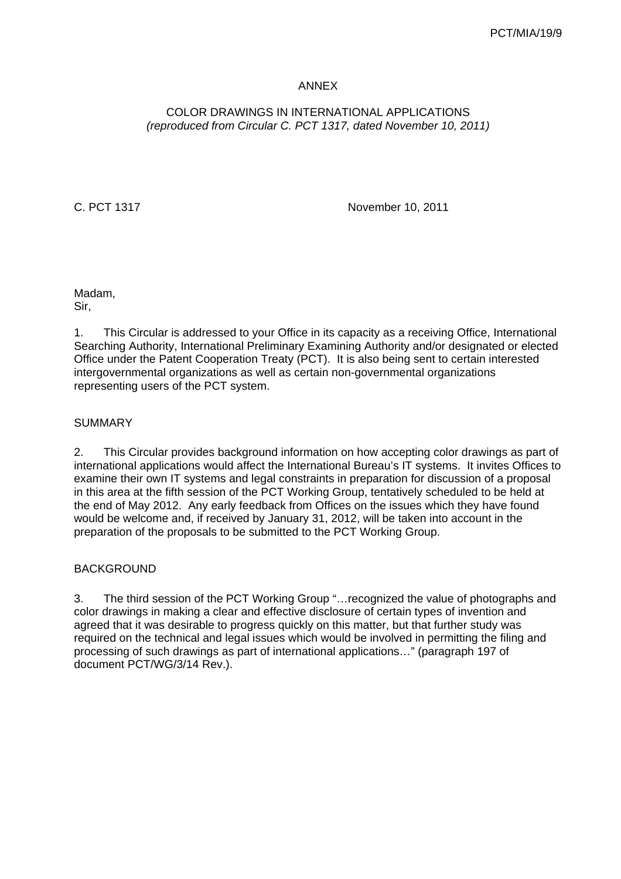ANNEX

COLOR DRAWINGS IN INTERNATIONAL APPLICATIONS
*(reproduced from Circular C. PCT 1317, dated November 10, 2011)*

C. PCT 1317 November 10, 2011

Madam,
Sir,

1. This Circular is addressed to your Office in its capacity as a receiving Office, International Searching Authority, International Preliminary Examining Authority and/or designated or elected Office under the Patent Cooperation Treaty (PCT). It is also being sent to certain interested intergovernmental organizations as well as certain non-governmental organizations representing users of the PCT system.

SUMMARY

2. This Circular provides background information on how accepting color drawings as part of international applications would affect the International Bureau's IT systems. It invites Offices to examine their own IT systems and legal constraints in preparation for discussion of a proposal in this area at the fifth session of the PCT Working Group, tentatively scheduled to be held at the end of May 2012. Any early feedback from Offices on the issues which they have found would be welcome and, if received by January 31, 2012, will be taken into account in the preparation of the proposals to be submitted to the PCT Working Group.

BACKGROUND

3. The third session of the PCT Working Group "…recognized the value of photographs and color drawings in making a clear and effective disclosure of certain types of invention and agreed that it was desirable to progress quickly on this matter, but that further study was required on the technical and legal issues which would be involved in permitting the filing and processing of such drawings as part of international applications…" (paragraph 197 of document PCT/WG/3/14 Rev.).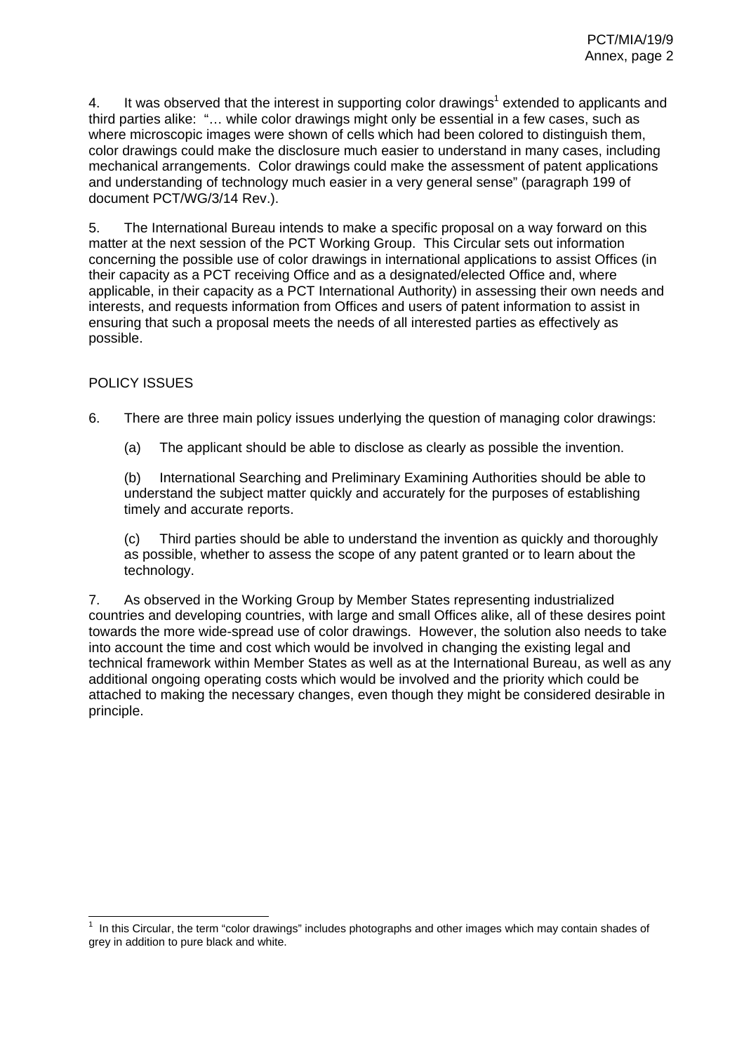4. It was observed that the interest in supporting color drawings[1] extended to applicants and third parties alike: "… while color drawings might only be essential in a few cases, such as where microscopic images were shown of cells which had been colored to distinguish them, color drawings could make the disclosure much easier to understand in many cases, including mechanical arrangements. Color drawings could make the assessment of patent applications and understanding of technology much easier in a very general sense" (paragraph 199 of document PCT/WG/3/14 Rev.).

5. The International Bureau intends to make a specific proposal on a way forward on this matter at the next session of the PCT Working Group. This Circular sets out information concerning the possible use of color drawings in international applications to assist Offices (in their capacity as a PCT receiving Office and as a designated/elected Office and, where applicable, in their capacity as a PCT International Authority) in assessing their own needs and interests, and requests information from Offices and users of patent information to assist in ensuring that such a proposal meets the needs of all interested parties as effectively as possible.

## POLICY ISSUES

6. There are three main policy issues underlying the question of managing color drawings:

(a) The applicant should be able to disclose as clearly as possible the invention.

(b) International Searching and Preliminary Examining Authorities should be able to understand the subject matter quickly and accurately for the purposes of establishing timely and accurate reports.

(c) Third parties should be able to understand the invention as quickly and thoroughly as possible, whether to assess the scope of any patent granted or to learn about the technology.

7. As observed in the Working Group by Member States representing industrialized countries and developing countries, with large and small Offices alike, all of these desires point towards the more wide-spread use of color drawings. However, the solution also needs to take into account the time and cost which would be involved in changing the existing legal and technical framework within Member States as well as at the International Bureau, as well as any additional ongoing operating costs which would be involved and the priority which could be attached to making the necessary changes, even though they might be considered desirable in principle.

---

[1] In this Circular, the term "color drawings" includes photographs and other images which may contain shades of grey in addition to pure black and white.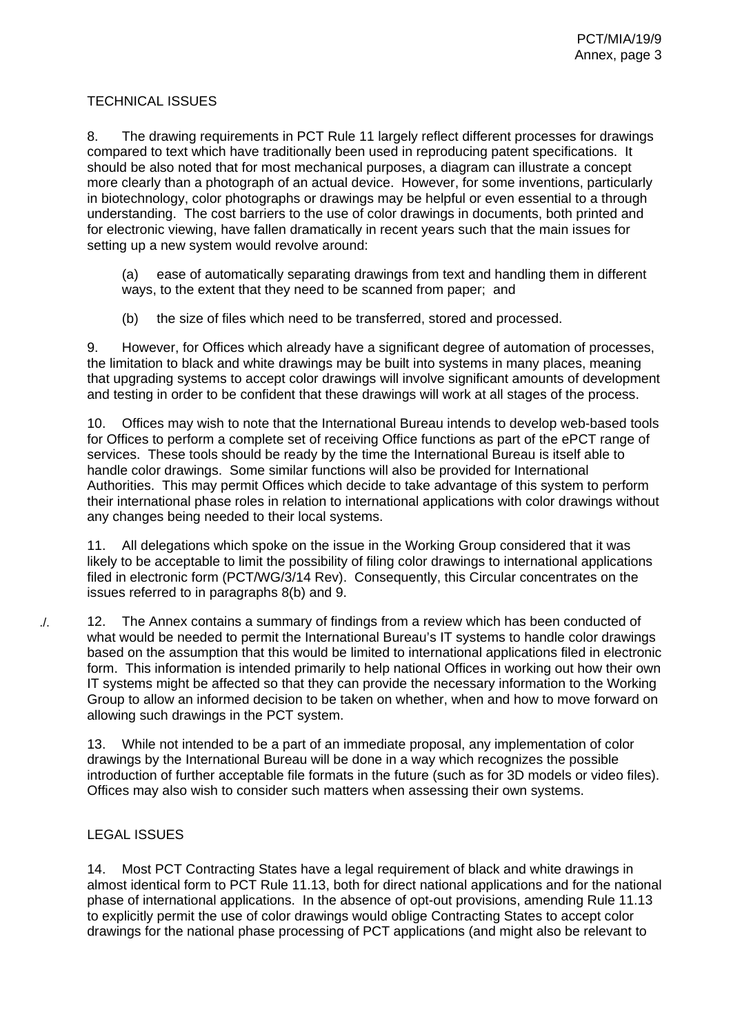## TECHNICAL ISSUES

8. The drawing requirements in PCT Rule 11 largely reflect different processes for drawings compared to text which have traditionally been used in reproducing patent specifications. It should be also noted that for most mechanical purposes, a diagram can illustrate a concept more clearly than a photograph of an actual device. However, for some inventions, particularly in biotechnology, color photographs or drawings may be helpful or even essential to a through understanding. The cost barriers to the use of color drawings in documents, both printed and for electronic viewing, have fallen dramatically in recent years such that the main issues for setting up a new system would revolve around:

(a) ease of automatically separating drawings from text and handling them in different ways, to the extent that they need to be scanned from paper; and

(b) the size of files which need to be transferred, stored and processed.

9. However, for Offices which already have a significant degree of automation of processes, the limitation to black and white drawings may be built into systems in many places, meaning that upgrading systems to accept color drawings will involve significant amounts of development and testing in order to be confident that these drawings will work at all stages of the process.

10. Offices may wish to note that the International Bureau intends to develop web-based tools for Offices to perform a complete set of receiving Office functions as part of the ePCT range of services. These tools should be ready by the time the International Bureau is itself able to handle color drawings. Some similar functions will also be provided for International Authorities. This may permit Offices which decide to take advantage of this system to perform their international phase roles in relation to international applications with color drawings without any changes being needed to their local systems.

11. All delegations which spoke on the issue in the Working Group considered that it was likely to be acceptable to limit the possibility of filing color drawings to international applications filed in electronic form (PCT/WG/3/14 Rev). Consequently, this Circular concentrates on the issues referred to in paragraphs 8(b) and 9.

./. 12. The Annex contains a summary of findings from a review which has been conducted of what would be needed to permit the International Bureau's IT systems to handle color drawings based on the assumption that this would be limited to international applications filed in electronic form. This information is intended primarily to help national Offices in working out how their own IT systems might be affected so that they can provide the necessary information to the Working Group to allow an informed decision to be taken on whether, when and how to move forward on allowing such drawings in the PCT system.

13. While not intended to be a part of an immediate proposal, any implementation of color drawings by the International Bureau will be done in a way which recognizes the possible introduction of further acceptable file formats in the future (such as for 3D models or video files). Offices may also wish to consider such matters when assessing their own systems.

## LEGAL ISSUES

14. Most PCT Contracting States have a legal requirement of black and white drawings in almost identical form to PCT Rule 11.13, both for direct national applications and for the national phase of international applications. In the absence of opt-out provisions, amending Rule 11.13 to explicitly permit the use of color drawings would oblige Contracting States to accept color drawings for the national phase processing of PCT applications (and might also be relevant to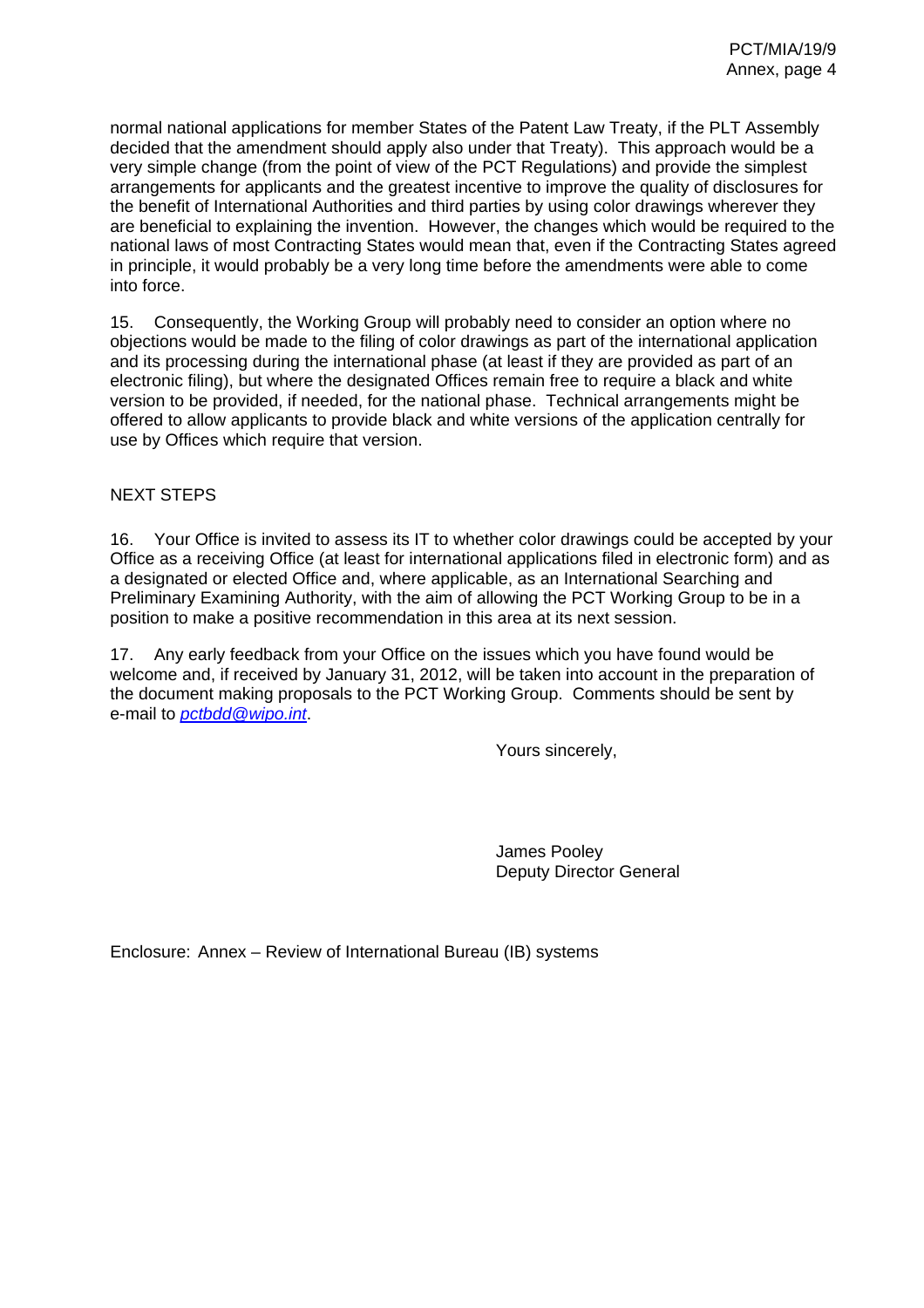normal national applications for member States of the Patent Law Treaty, if the PLT Assembly decided that the amendment should apply also under that Treaty). This approach would be a very simple change (from the point of view of the PCT Regulations) and provide the simplest arrangements for applicants and the greatest incentive to improve the quality of disclosures for the benefit of International Authorities and third parties by using color drawings wherever they are beneficial to explaining the invention. However, the changes which would be required to the national laws of most Contracting States would mean that, even if the Contracting States agreed in principle, it would probably be a very long time before the amendments were able to come into force.

15. Consequently, the Working Group will probably need to consider an option where no objections would be made to the filing of color drawings as part of the international application and its processing during the international phase (at least if they are provided as part of an electronic filing), but where the designated Offices remain free to require a black and white version to be provided, if needed, for the national phase. Technical arrangements might be offered to allow applicants to provide black and white versions of the application centrally for use by Offices which require that version.

NEXT STEPS

16. Your Office is invited to assess its IT to whether color drawings could be accepted by your Office as a receiving Office (at least for international applications filed in electronic form) and as a designated or elected Office and, where applicable, as an International Searching and Preliminary Examining Authority, with the aim of allowing the PCT Working Group to be in a position to make a positive recommendation in this area at its next session.

17. Any early feedback from your Office on the issues which you have found would be welcome and, if received by January 31, 2012, will be taken into account in the preparation of the document making proposals to the PCT Working Group. Comments should be sent by e-mail to *pctbdd@wipo.int*.

Yours sincerely,

James Pooley
Deputy Director General

Enclosure: Annex – Review of International Bureau (IB) systems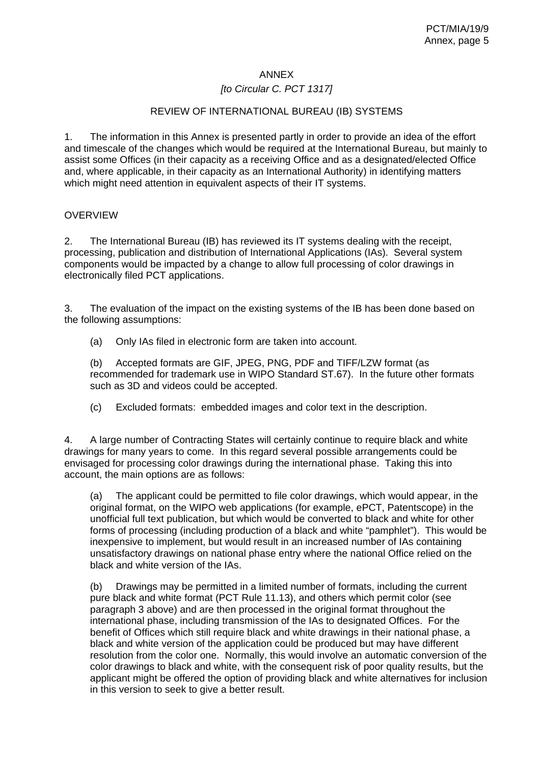ANNEX

*[to Circular C. PCT 1317]*

REVIEW OF INTERNATIONAL BUREAU (IB) SYSTEMS

1. The information in this Annex is presented partly in order to provide an idea of the effort and timescale of the changes which would be required at the International Bureau, but mainly to assist some Offices (in their capacity as a receiving Office and as a designated/elected Office and, where applicable, in their capacity as an International Authority) in identifying matters which might need attention in equivalent aspects of their IT systems.

OVERVIEW

2. The International Bureau (IB) has reviewed its IT systems dealing with the receipt, processing, publication and distribution of International Applications (IAs). Several system components would be impacted by a change to allow full processing of color drawings in electronically filed PCT applications.

3. The evaluation of the impact on the existing systems of the IB has been done based on the following assumptions:

(a) Only IAs filed in electronic form are taken into account.

(b) Accepted formats are GIF, JPEG, PNG, PDF and TIFF/LZW format (as recommended for trademark use in WIPO Standard ST.67). In the future other formats such as 3D and videos could be accepted.

(c) Excluded formats: embedded images and color text in the description.

4. A large number of Contracting States will certainly continue to require black and white drawings for many years to come. In this regard several possible arrangements could be envisaged for processing color drawings during the international phase. Taking this into account, the main options are as follows:

(a) The applicant could be permitted to file color drawings, which would appear, in the original format, on the WIPO web applications (for example, ePCT, Patentscope) in the unofficial full text publication, but which would be converted to black and white for other forms of processing (including production of a black and white "pamphlet"). This would be inexpensive to implement, but would result in an increased number of IAs containing unsatisfactory drawings on national phase entry where the national Office relied on the black and white version of the IAs.

(b) Drawings may be permitted in a limited number of formats, including the current pure black and white format (PCT Rule 11.13), and others which permit color (see paragraph 3 above) and are then processed in the original format throughout the international phase, including transmission of the IAs to designated Offices. For the benefit of Offices which still require black and white drawings in their national phase, a black and white version of the application could be produced but may have different resolution from the color one. Normally, this would involve an automatic conversion of the color drawings to black and white, with the consequent risk of poor quality results, but the applicant might be offered the option of providing black and white alternatives for inclusion in this version to seek to give a better result.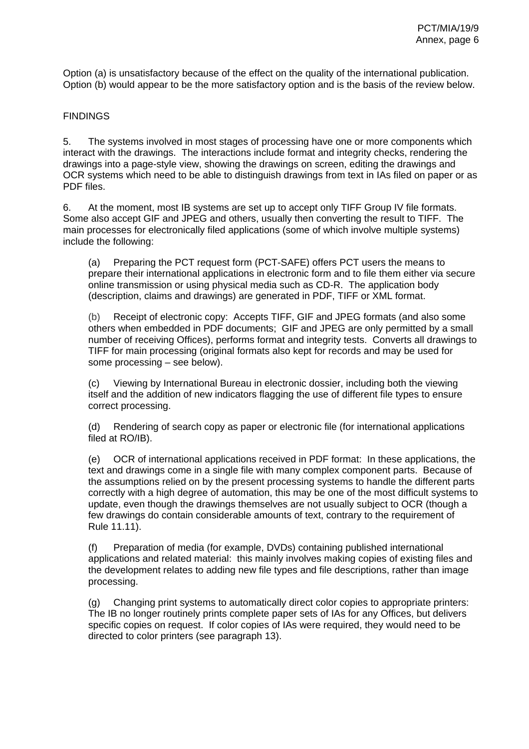Option (a) is unsatisfactory because of the effect on the quality of the international publication. Option (b) would appear to be the more satisfactory option and is the basis of the review below.

FINDINGS

5. The systems involved in most stages of processing have one or more components which interact with the drawings. The interactions include format and integrity checks, rendering the drawings into a page-style view, showing the drawings on screen, editing the drawings and OCR systems which need to be able to distinguish drawings from text in IAs filed on paper or as PDF files.

6. At the moment, most IB systems are set up to accept only TIFF Group IV file formats. Some also accept GIF and JPEG and others, usually then converting the result to TIFF. The main processes for electronically filed applications (some of which involve multiple systems) include the following:

(a) Preparing the PCT request form (PCT-SAFE) offers PCT users the means to prepare their international applications in electronic form and to file them either via secure online transmission or using physical media such as CD-R. The application body (description, claims and drawings) are generated in PDF, TIFF or XML format.

(b) Receipt of electronic copy: Accepts TIFF, GIF and JPEG formats (and also some others when embedded in PDF documents; GIF and JPEG are only permitted by a small number of receiving Offices), performs format and integrity tests. Converts all drawings to TIFF for main processing (original formats also kept for records and may be used for some processing – see below).

(c) Viewing by International Bureau in electronic dossier, including both the viewing itself and the addition of new indicators flagging the use of different file types to ensure correct processing.

(d) Rendering of search copy as paper or electronic file (for international applications filed at RO/IB).

(e) OCR of international applications received in PDF format: In these applications, the text and drawings come in a single file with many complex component parts. Because of the assumptions relied on by the present processing systems to handle the different parts correctly with a high degree of automation, this may be one of the most difficult systems to update, even though the drawings themselves are not usually subject to OCR (though a few drawings do contain considerable amounts of text, contrary to the requirement of Rule 11.11).

(f) Preparation of media (for example, DVDs) containing published international applications and related material: this mainly involves making copies of existing files and the development relates to adding new file types and file descriptions, rather than image processing.

(g) Changing print systems to automatically direct color copies to appropriate printers: The IB no longer routinely prints complete paper sets of IAs for any Offices, but delivers specific copies on request. If color copies of IAs were required, they would need to be directed to color printers (see paragraph 13).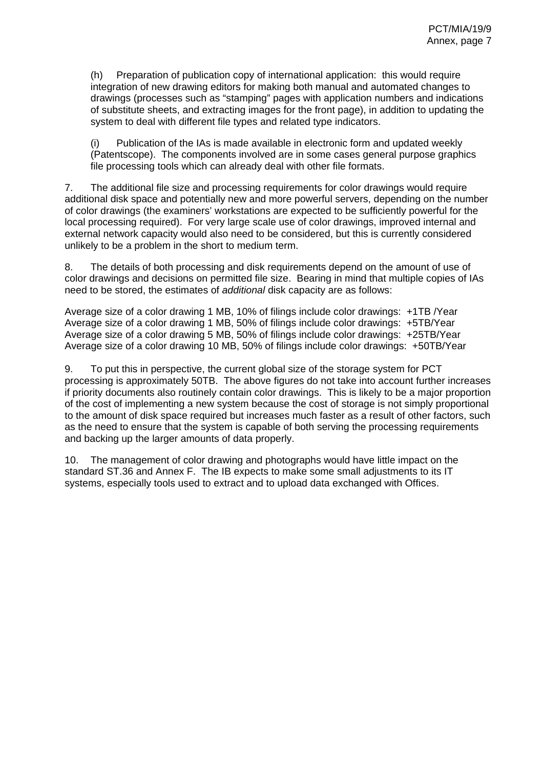(h) Preparation of publication copy of international application: this would require integration of new drawing editors for making both manual and automated changes to drawings (processes such as "stamping" pages with application numbers and indications of substitute sheets, and extracting images for the front page), in addition to updating the system to deal with different file types and related type indicators.

(i) Publication of the IAs is made available in electronic form and updated weekly (Patentscope). The components involved are in some cases general purpose graphics file processing tools which can already deal with other file formats.

7. The additional file size and processing requirements for color drawings would require additional disk space and potentially new and more powerful servers, depending on the number of color drawings (the examiners' workstations are expected to be sufficiently powerful for the local processing required). For very large scale use of color drawings, improved internal and external network capacity would also need to be considered, but this is currently considered unlikely to be a problem in the short to medium term.

8. The details of both processing and disk requirements depend on the amount of use of color drawings and decisions on permitted file size. Bearing in mind that multiple copies of IAs need to be stored, the estimates of *additional* disk capacity are as follows:

Average size of a color drawing 1 MB, 10% of filings include color drawings: +1TB /Year
Average size of a color drawing 1 MB, 50% of filings include color drawings: +5TB/Year
Average size of a color drawing 5 MB, 50% of filings include color drawings: +25TB/Year
Average size of a color drawing 10 MB, 50% of filings include color drawings: +50TB/Year

9. To put this in perspective, the current global size of the storage system for PCT processing is approximately 50TB. The above figures do not take into account further increases if priority documents also routinely contain color drawings. This is likely to be a major proportion of the cost of implementing a new system because the cost of storage is not simply proportional to the amount of disk space required but increases much faster as a result of other factors, such as the need to ensure that the system is capable of both serving the processing requirements and backing up the larger amounts of data properly.

10. The management of color drawing and photographs would have little impact on the standard ST.36 and Annex F. The IB expects to make some small adjustments to its IT systems, especially tools used to extract and to upload data exchanged with Offices.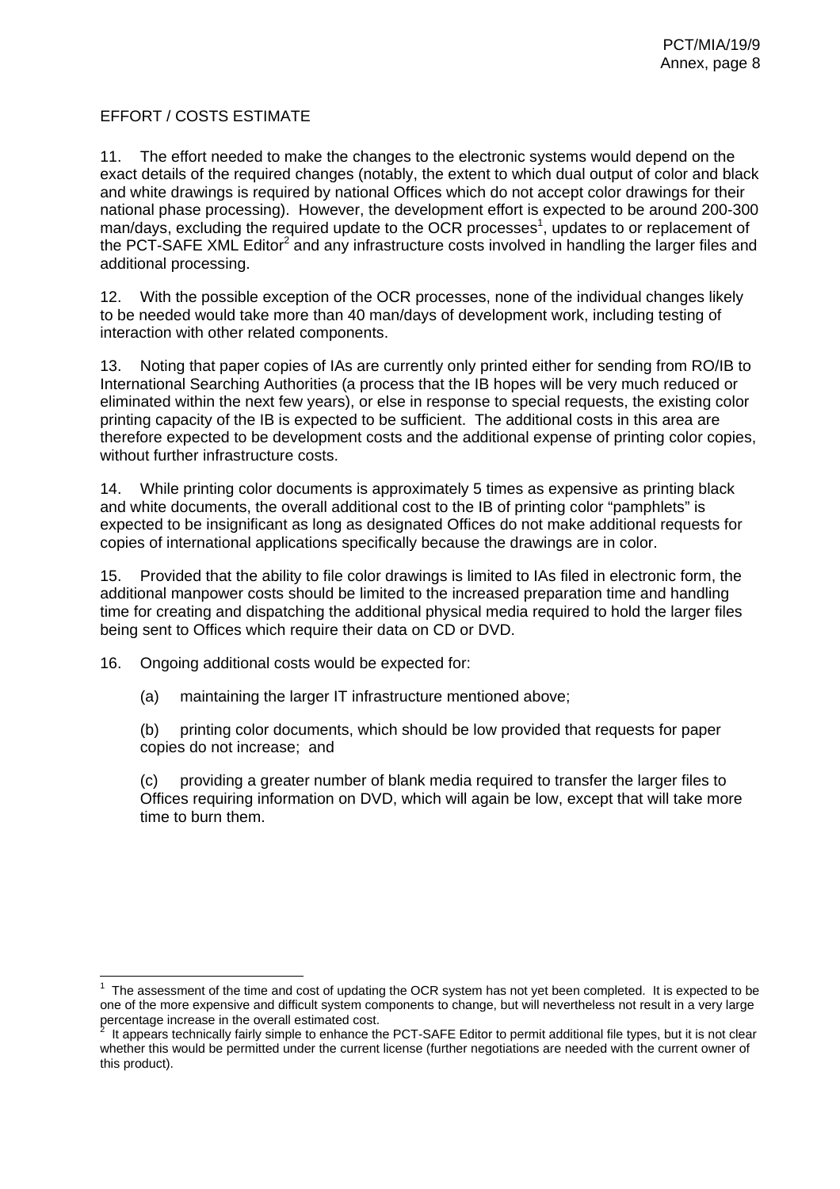EFFORT / COSTS ESTIMATE

11. The effort needed to make the changes to the electronic systems would depend on the exact details of the required changes (notably, the extent to which dual output of color and black and white drawings is required by national Offices which do not accept color drawings for their national phase processing). However, the development effort is expected to be around 200-300 man/days, excluding the required update to the OCR processes[1], updates to or replacement of the PCT-SAFE XML Editor[2] and any infrastructure costs involved in handling the larger files and additional processing.

12. With the possible exception of the OCR processes, none of the individual changes likely to be needed would take more than 40 man/days of development work, including testing of interaction with other related components.

13. Noting that paper copies of IAs are currently only printed either for sending from RO/IB to International Searching Authorities (a process that the IB hopes will be very much reduced or eliminated within the next few years), or else in response to special requests, the existing color printing capacity of the IB is expected to be sufficient. The additional costs in this area are therefore expected to be development costs and the additional expense of printing color copies, without further infrastructure costs.

14. While printing color documents is approximately 5 times as expensive as printing black and white documents, the overall additional cost to the IB of printing color "pamphlets" is expected to be insignificant as long as designated Offices do not make additional requests for copies of international applications specifically because the drawings are in color.

15. Provided that the ability to file color drawings is limited to IAs filed in electronic form, the additional manpower costs should be limited to the increased preparation time and handling time for creating and dispatching the additional physical media required to hold the larger files being sent to Offices which require their data on CD or DVD.

16. Ongoing additional costs would be expected for:

(a) maintaining the larger IT infrastructure mentioned above;

(b) printing color documents, which should be low provided that requests for paper copies do not increase; and

(c) providing a greater number of blank media required to transfer the larger files to Offices requiring information on DVD, which will again be low, except that will take more time to burn them.

---

[1] The assessment of the time and cost of updating the OCR system has not yet been completed. It is expected to be one of the more expensive and difficult system components to change, but will nevertheless not result in a very large percentage increase in the overall estimated cost.

[2] It appears technically fairly simple to enhance the PCT-SAFE Editor to permit additional file types, but it is not clear whether this would be permitted under the current license (further negotiations are needed with the current owner of this product).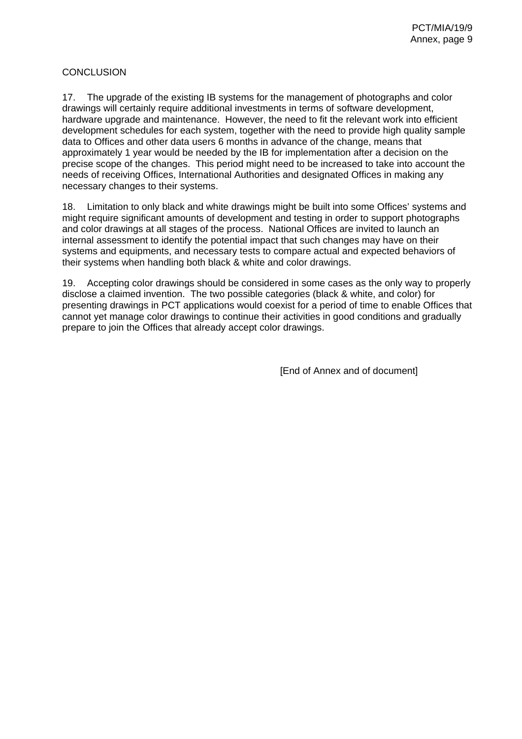CONCLUSION

17. The upgrade of the existing IB systems for the management of photographs and color drawings will certainly require additional investments in terms of software development, hardware upgrade and maintenance. However, the need to fit the relevant work into efficient development schedules for each system, together with the need to provide high quality sample data to Offices and other data users 6 months in advance of the change, means that approximately 1 year would be needed by the IB for implementation after a decision on the precise scope of the changes. This period might need to be increased to take into account the needs of receiving Offices, International Authorities and designated Offices in making any necessary changes to their systems.

18. Limitation to only black and white drawings might be built into some Offices' systems and might require significant amounts of development and testing in order to support photographs and color drawings at all stages of the process. National Offices are invited to launch an internal assessment to identify the potential impact that such changes may have on their systems and equipments, and necessary tests to compare actual and expected behaviors of their systems when handling both black & white and color drawings.

19. Accepting color drawings should be considered in some cases as the only way to properly disclose a claimed invention. The two possible categories (black & white, and color) for presenting drawings in PCT applications would coexist for a period of time to enable Offices that cannot yet manage color drawings to continue their activities in good conditions and gradually prepare to join the Offices that already accept color drawings.

[End of Annex and of document]